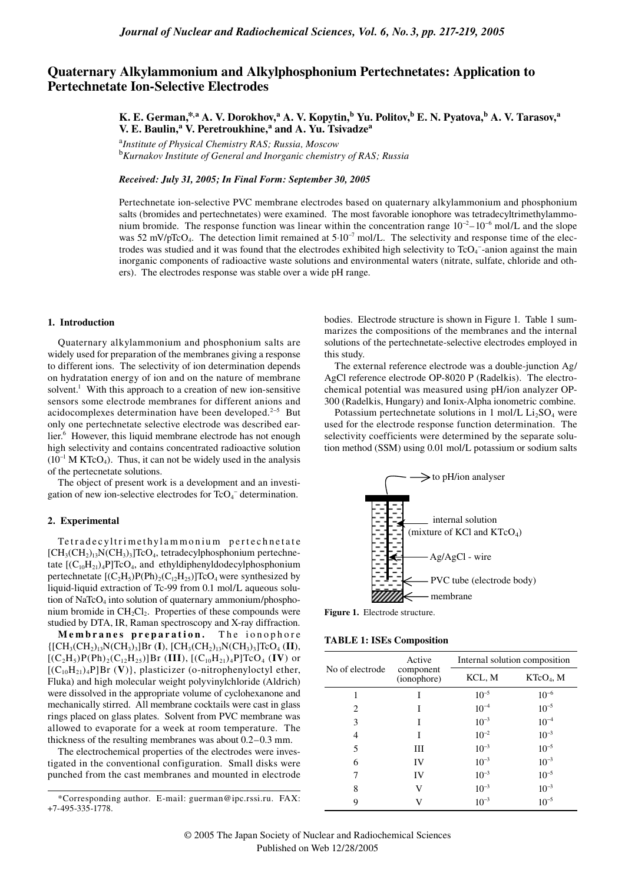# Quaternary Alkylammonium and Alkylphosphonium Pertechnetates: Application to Pertechnetate Ion-Selective Electrodes

**K. E. German,\*[a] A. V. Dorokhov,[a] A. V. Kopytin,[b] Yu. Politov,[b] E. N. Pyatova,[b] A. V. Tarasov,[a] V. E. Baulin,[a] V. Peretroukhine,[a] and A. Yu. Tsivadze[a]**

[a]*Institute of Physical Chemistry RAS; Russia, Moscow*
[b]*Kurnakov Institute of General and Inorganic chemistry of RAS; Russia*

***Received: July 31, 2005; In Final Form: September 30, 2005***

Pertechnetate ion-selective PVC membrane electrodes based on quaternary alkylammonium and phosphonium salts (bromides and pertechnetates) were examined. The most favorable ionophore was tetradecyltrimethylammonium bromide. The response function was linear within the concentration range $10^{-2}$–$10^{-6}$ mol/L and the slope was 52 mV/p$TcO_4$. The detection limit remained at $5 \cdot 10^{-7}$ mol/L. The selectivity and response time of the electrodes was studied and it was found that the electrodes exhibited high selectivity to $TcO_4^-$-anion against the main inorganic components of radioactive waste solutions and environmental waters (nitrate, sulfate, chloride and others). The electrodes response was stable over a wide pH range.

## 1. Introduction

Quaternary alkylammonium and phosphonium salts are widely used for preparation of the membranes giving a response to different ions. The selectivity of ion determination depends on hydratation energy of ion and on the nature of membrane solvent.[1] With this approach to a creation of new ion-sensitive sensors some electrode membranes for different anions and acidocomplexes determination have been developed.[2–5] But only one pertechnetate selective electrode was described earlier.[6] However, this liquid membrane electrode has not enough high selectivity and contains concentrated radioactive solution ($10^{-1}$ M $KTcO_4$). Thus, it can not be widely used in the analysis of the pertecnetate solutions.

The object of present work is a development and an investigation of new ion-selective electrodes for $TcO_4^-$ determination.

## 2. Experimental

Tetradecyltrimethylammonium pertechnetate $[CH_3(CH_2)_{13}N(CH_3)_3]TcO_4$, tetradecylphosphonium pertechnetate $[(C_{10}H_{21})_4P]TcO_4$, and ethyldiphenyldodecylphosphonium pertechnetate $[(C_2H_5)P(Ph)_2(C_{12}H_{25})]TcO_4$ were synthesized by liquid-liquid extraction of Tc-99 from 0.1 mol/L aqueous solution of $NaTcO_4$ into solution of quaternary ammonium/phosphonium bromide in $CH_2Cl_2$. Properties of these compounds were studied by DTA, IR, Raman spectroscopy and X-ray diffraction.

**Membranes preparation.** The ionophore {$[CH_3(CH_2)_{13}N(CH_3)_3]Br$ (**I**), $[CH_3(CH_2)_{13}N(CH_3)_3]TcO_4$ (**II**), $[(C_2H_5)P(Ph)_2(C_{12}H_{25})]Br$ (**III**), $[(C_{10}H_{21})_4P]TcO_4$ (**IV**) or $[(C_{10}H_{21})_4P]Br$ (**V**)}, plasticizer (o-nitrophenyloctyl ether, Fluka) and high molecular weight polyvinylchloride (Aldrich) were dissolved in the appropriate volume of cyclohexanone and mechanically stirred. All membrane cocktails were cast in glass rings placed on glass plates. Solvent from PVC membrane was allowed to evaporate for a week at room temperature. The thickness of the resulting membranes was about 0.2–0.3 mm.

The electrochemical properties of the electrodes were investigated in the conventional configuration. Small disks were punched from the cast membranes and mounted in electrode bodies. Electrode structure is shown in Figure 1. Table 1 summarizes the compositions of the membranes and the internal solutions of the pertechnetate-selective electrodes employed in this study.

The external reference electrode was a double-junction Ag/AgCl reference electrode OP-8020 P (Radelkis). The electrochemical potential was measured using pH/ion analyzer OP-300 (Radelkis, Hungary) and Ionix-Alpha ionometric combine.

Potassium pertechnetate solutions in 1 mol/L $Li_2SO_4$ were used for the electrode response function determination. The selectivity coefficients were determined by the separate solution method (SSM) using 0.01 mol/L potassium or sodium salts

**Figure 1.** Electrode structure.

**TABLE 1: ISEs Composition**

| No of electrode | Active component (ionophore) | Internal solution composition | |
|---|---|---|---|
| | | KCL, M | $KTcO_4$, M |
| 1 | I | $10^{-5}$ | $10^{-6}$ |
| 2 | I | $10^{-4}$ | $10^{-5}$ |
| 3 | I | $10^{-3}$ | $10^{-4}$ |
| 4 | I | $10^{-2}$ | $10^{-3}$ |
| 5 | III | $10^{-3}$ | $10^{-5}$ |
| 6 | IV | $10^{-3}$ | $10^{-3}$ |
| 7 | IV | $10^{-3}$ | $10^{-5}$ |
| 8 | V | $10^{-3}$ | $10^{-3}$ |
| 9 | V | $10^{-3}$ | $10^{-5}$ |

\*Corresponding author. E-mail: guerman@ipc.rssi.ru. FAX: +7-495-335-1778.

© 2005 The Japan Society of Nuclear and Radiochemical Sciences
Published on Web 12/28/2005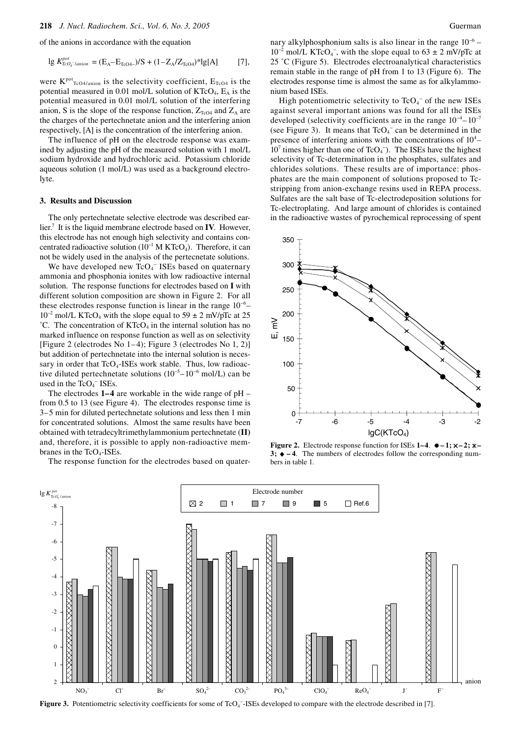of the anions in accordance with the equation

$$\lg K^{pot}_{TcO_4^-/anion} = (E_A - E_{TcO4-})/S + (1 - Z_A/Z_{TcO4})*\lg[A] \quad [7],$$

were $K^{pot}_{TcO4/anion}$ is the selectivity coefficient, $E_{TcO4}$ is the potential measured in 0.01 mol/L solution of $KTcO_4$, $E_A$ is the potential measured in 0.01 mol/L solution of the interfering anion, S is the slope of the response function, $Z_{TcO4}$ and $Z_A$ are the charges of the pertechnetate anion and the interfering anion respectively, [A] is the concentration of the interfering anion.

The influence of pH on the electrode response was examined by adjusting the pH of the measured solution with 1 mol/L sodium hydroxide and hydrochloric acid. Potassium chloride aqueous solution (1 mol/L) was used as a background electrolyte.

## 3. Results and Discussion

The only pertechnetate selective electrode was described earlier.[7] It is the liquid membrane electrode based on **IV**. However, this electrode has not enough high selectivity and contains concentrated radioactive solution ($10^{-1}$ M $KTcO_4$). Therefore, it can not be widely used in the analysis of the pertecnetate solutions.

We have developed new $TcO_4^-$ ISEs based on quaternary ammonia and phosphonia ionites with low radioactive internal solution. The response functions for electrodes based on **I** with different solution composition are shown in Figure 2. For all these electrodes response function is linear in the range $10^{-6}$–$10^{-2}$ mol/L $KTcO_4$ with the slope equal to 59 ± 2 mV/pTc at 25 °C. The concentration of $KTcO_4$ in the internal solution has no marked influence on response function as well as on selectivity [Figure 2 (electrodes No 1–4); Figure 3 (electrodes No 1, 2)] but addition of pertechnetate into the internal solution is necessary in order that $TcO_4$-ISEs work stable. Thus, low radioactive diluted pertechnetate solutions ($10^{-5}$–$10^{-6}$ mol/L) can be used in the $TcO_4^-$ ISEs.

The electrodes **1–4** are workable in the wide range of pH – from 0.5 to 13 (see Figure 4). The electrodes response time is 3–5 min for diluted pertechnetate solutions and less then 1 min for concentrated solutions. Almost the same results have been obtained with tetradecyltrimethylammonium pertechnetate (**II**) and, therefore, it is possible to apply non-radioactive membranes in the $TcO_4$-ISEs.

The response function for the electrodes based on quaternary alkylphosphonium salts is also linear in the range $10^{-6}$ – $10^{-2}$ mol/L $KTcO_4^-$, with the slope equal to 63 ± 2 mV/pTc at 25 °C (Figure 5). Electrodes electroanalytical characteristics remain stable in the range of pH from 1 to 13 (Figure 6). The electrodes response time is almost the same as for alkylammonium based ISEs.

High potentiometric selectivity to $TcO_4^-$ of the new ISEs against several important anions was found for all the ISEs developed (selectivity coefficients are in the range $10^{-4}$–$10^{-7}$ (see Figure 3). It means that $TcO_4^-$ can be determined in the presence of interfering anions with the concentrations of $10^4$–$10^7$ times higher than one of $TcO_4^-$). The ISEs have the highest selectivity of Tc-determination in the phosphates, sulfates and chlorides solutions. These results are of importance: phosphates are the main component of solutions proposed to Tc-stripping from anion-exchange resins used in REPA process. Sulfates are the salt base of Tc-electrodeposition solutions for Tc-electroplating. And large amount of chlorides is contained in the radioactive wastes of pyrochemical reprocessing of spent

**Figure 2.** Electrode response function for ISEs **1–4**. ● – 1; × – 2; ✱ – 3; ◆ – 4. The numbers of electrodes follow the corresponding numbers in table 1.

**Figure 3.** Potentiometric selectivity coefficients for some of $TcO_4^-$-ISEs developed to compare with the electrode described in [7].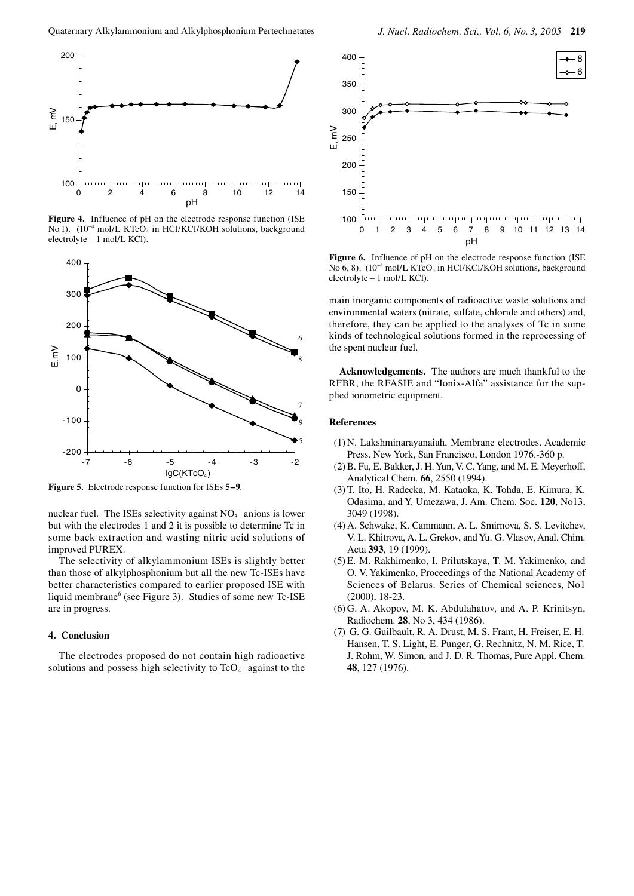200

150

100

E, mV

0 2 4 6 8 10 12 14

pH

**Figure 4.** Influence of pH on the electrode response function (ISE No 1). ($10^{-4}$ mol/L $KTcO_4$ in HCl/KCl/KOH solutions, background electrolyte – 1 mol/L KCl).

400

300

200

100

0

-100

-200

E,mV

-7 -6 -5 -4 -3 -2

lgC($KTcO_4$)

6

8

7

9

5

**Figure 5.** Electrode response function for ISEs **5–9**.

nuclear fuel. The ISEs selectivity against $NO_3^-$ anions is lower but with the electrodes 1 and 2 it is possible to determine Tc in some back extraction and wasting nitric acid solutions of improved PUREX.

The selectivity of alkylammonium ISEs is slightly better than those of alkylphosphonium but all the new Tc-ISEs have better characteristics compared to earlier proposed ISE with liquid membrane[6] (see Figure 3). Studies of some new Tc-ISE are in progress.

## 4. Conclusion

The electrodes proposed do not contain high radioactive solutions and possess high selectivity to $TcO_4^-$ against to the main inorganic components of radioactive waste solutions and environmental waters (nitrate, sulfate, chloride and others) and, therefore, they can be applied to the analyses of Tc in some kinds of technological solutions formed in the reprocessing of the spent nuclear fuel.

400

350

300

250

200

150

100

E, mV

0 1 2 3 4 5 6 7 8 9 10 11 12 13 14

pH

8

6

**Figure 6.** Influence of pH on the electrode response function (ISE No 6, 8). ($10^{-4}$ mol/L $KTcO_4$ in HCl/KCl/KOH solutions, background electrolyte – 1 mol/L KCl).

**Acknowledgements.** The authors are much thankful to the RFBR, the RFASIE and "Ionix-Alfa" assistance for the supplied ionometric equipment.

## References

(1) N. Lakshminarayanaiah, Membrane electrodes. Academic Press. New York, San Francisco, London 1976.-360 p.

(2) B. Fu, E. Bakker, J. H. Yun, V. C. Yang, and M. E. Meyerhoff, Analytical Chem. **66**, 2550 (1994).

(3) T. Ito, H. Radecka, M. Kataoka, K. Tohda, E. Kimura, K. Odasima, and Y. Umezawa, J. Am. Chem. Soc. **120**, No13, 3049 (1998).

(4) A. Schwake, K. Cammann, A. L. Smirnova, S. S. Levitchev, V. L. Khitrova, A. L. Grekov, and Yu. G. Vlasov, Anal. Chim. Acta **393**, 19 (1999).

(5) E. M. Rakhimenko, I. Prilutskaya, T. M. Yakimenko, and O. V. Yakimenko, Proceedings of the National Academy of Sciences of Belarus. Series of Chemical sciences, No1 (2000), 18-23.

(6) G. A. Akopov, M. K. Abdulahatov, and A. P. Krinitsyn, Radiochem. **28**, No 3, 434 (1986).

(7) G. G. Guilbault, R. A. Drust, M. S. Frant, H. Freiser, E. H. Hansen, T. S. Light, E. Punger, G. Rechnitz, N. M. Rice, T. J. Rohm, W. Simon, and J. D. R. Thomas, Pure Appl. Chem. **48**, 127 (1976).